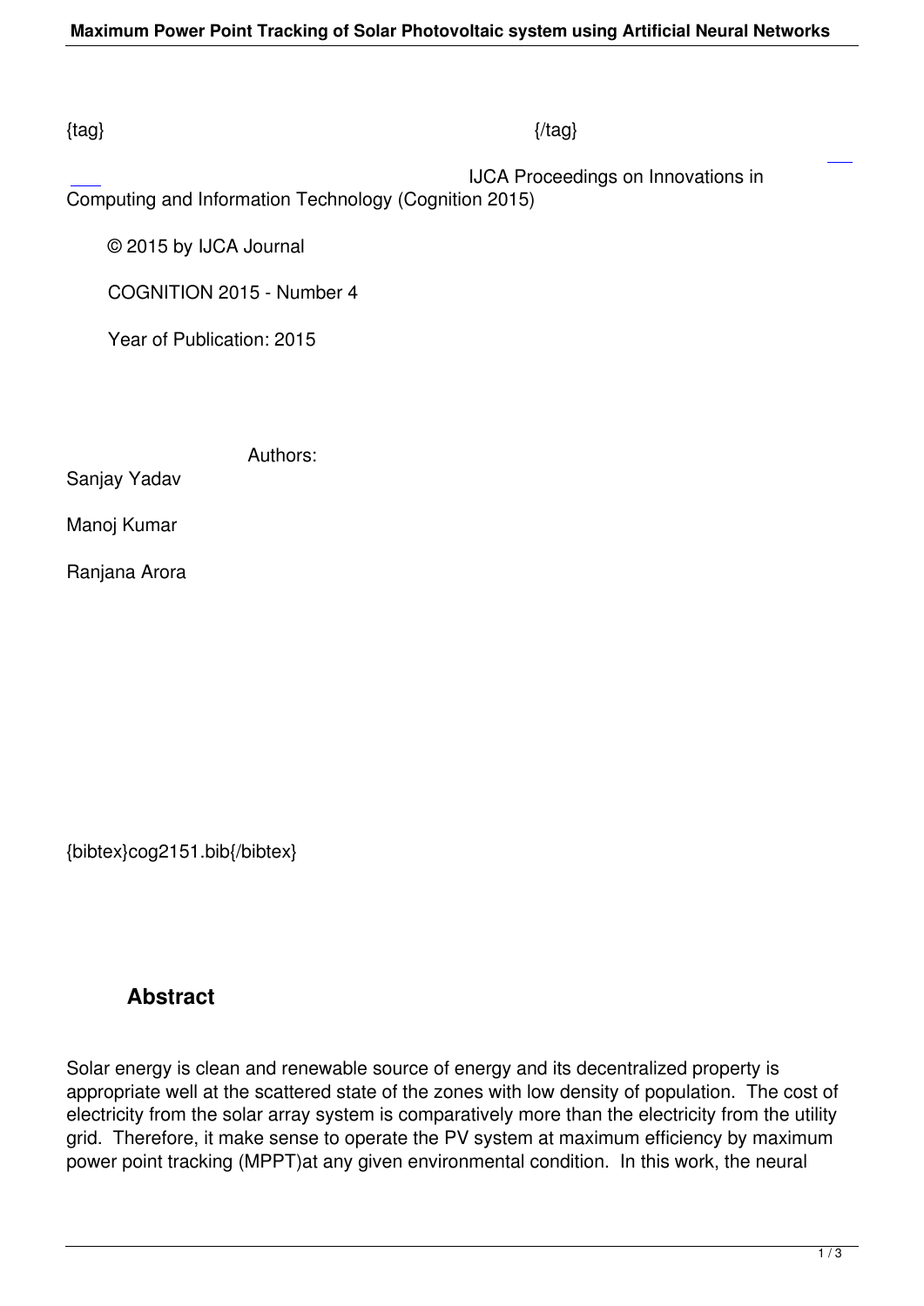{tag} {/tag}

IJCA Proceedings on Innovations in Computing and Information Technology (Cognition 2015)

© 2015 by IJCA Journal

COGNITION 2015 - Number 4

Year of Publication: 2015

Authors:

Sanjay Yadav

Manoj Kumar

Ranjana Arora

{bibtex}cog2151.bib{/bibtex}

## Abstract

Solar energy is clean and renewable source of energy and its decentralized property is appropriate well at the scattered state of the zones with low density of population. The cost of electricity from the solar array system is comparatively more than the electricity from the utility grid. Therefore, it make sense to operate the PV system at maximum efficiency by maximum power point tracking (MPPT)at any given environmental condition. In this work, the neural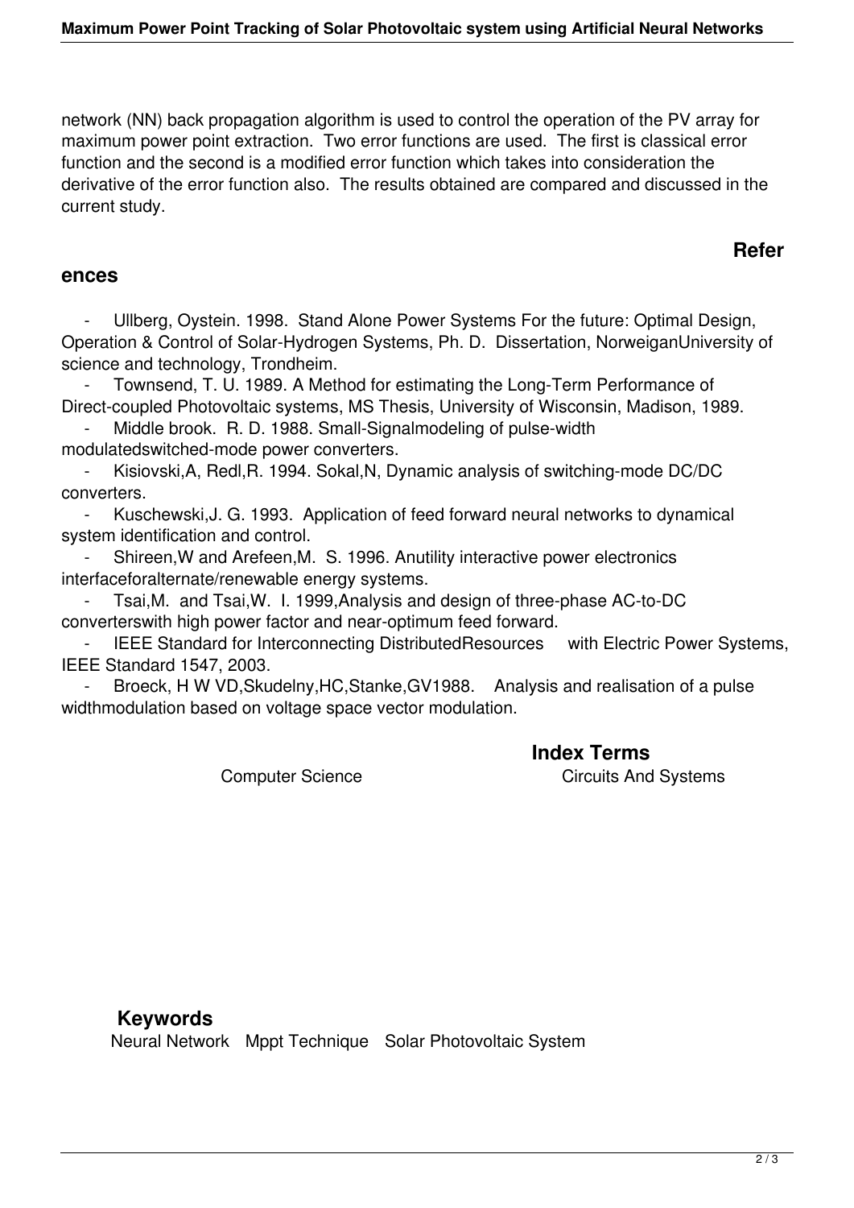network (NN) back propagation algorithm is used to control the operation of the PV array for maximum power point extraction. Two error functions are used. The first is classical error function and the second is a modified error function which takes into consideration the derivative of the error function also. The results obtained are compared and discussed in the current study.

## References

- Ullberg, Oystein. 1998. Stand Alone Power Systems For the future: Optimal Design, Operation & Control of Solar-Hydrogen Systems, Ph. D. Dissertation, NorweiganUniversity of science and technology, Trondheim.
- Townsend, T. U. 1989. A Method for estimating the Long-Term Performance of Direct-coupled Photovoltaic systems, MS Thesis, University of Wisconsin, Madison, 1989.
- Middle brook. R. D. 1988. Small-Signalmodeling of pulse-width modulatedswitched-mode power converters.
- Kisiovski,A, Redl,R. 1994. Sokal,N, Dynamic analysis of switching-mode DC/DC converters.
- Kuschewski,J. G. 1993. Application of feed forward neural networks to dynamical system identification and control.
- Shireen,W and Arefeen,M. S. 1996. Anutility interactive power electronics interfaceforalternate/renewable energy systems.
- Tsai,M. and Tsai,W. I. 1999,Analysis and design of three-phase AC-to-DC converterswith high power factor and near-optimum feed forward.
- IEEE Standard for Interconnecting DistributedResources with Electric Power Systems, IEEE Standard 1547, 2003.
- Broeck, H W VD,Skudelny,HC,Stanke,GV1988. Analysis and realisation of a pulse widthmodulation based on voltage space vector modulation.

## Index Terms

Computer Science

Circuits And Systems

## Keywords

Neural Network Mppt Technique Solar Photovoltaic System